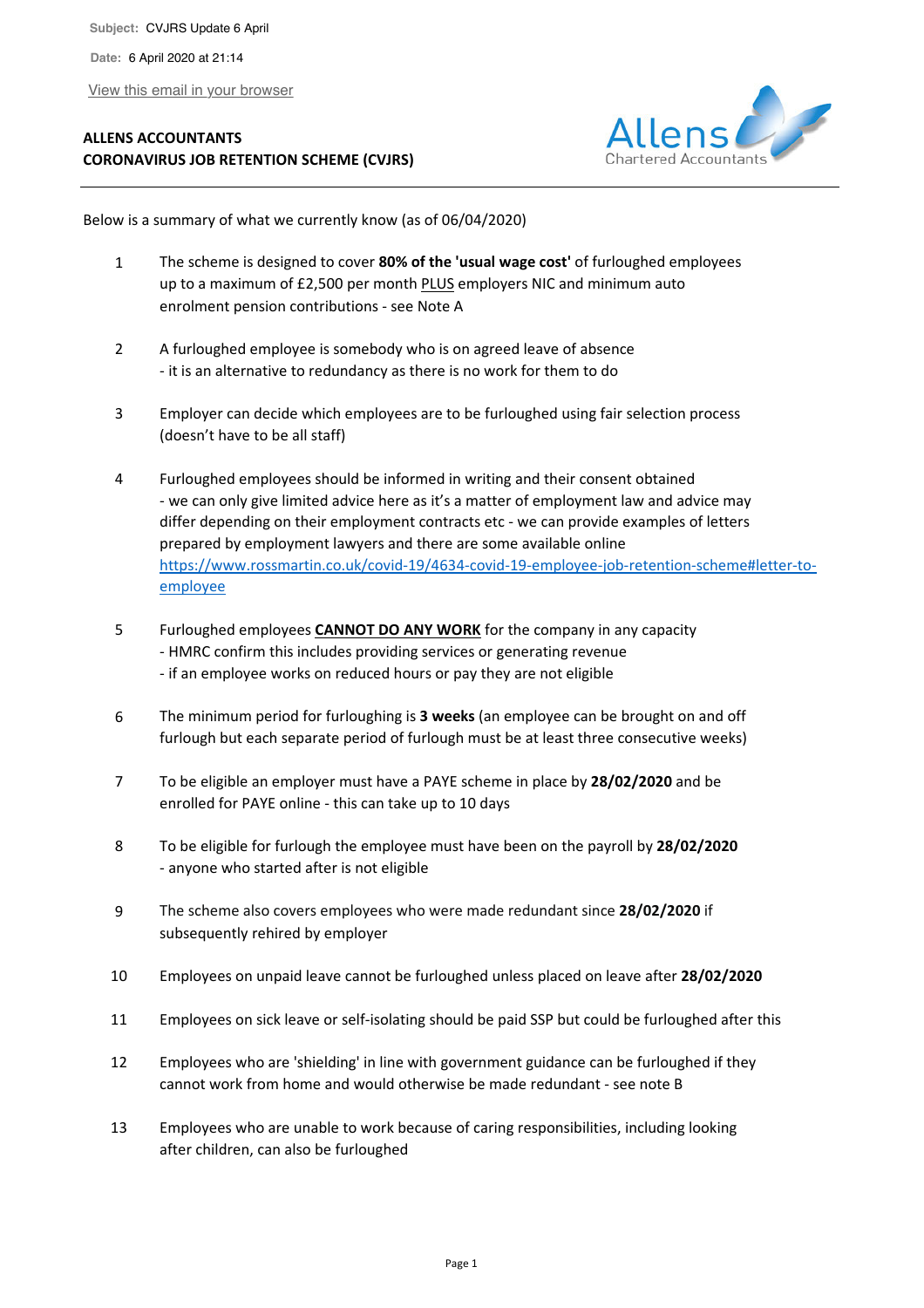**Subject:** CVJRS Update 6 April

**Date:** 6 April 2020 at 21:14

View this email in your browser

**ALLENS ACCOUNTANTS**
**CORONAVIRUS JOB RETENTION SCHEME (CVJRS)**

Allens Chartered Accountants

---

Below is a summary of what we currently know (as of 06/04/2020)

1. The scheme is designed to cover **80% of the 'usual wage cost'** of furloughed employees up to a maximum of £2,500 per month PLUS employers NIC and minimum auto enrolment pension contributions - see Note A

2. A furloughed employee is somebody who is on agreed leave of absence
   - it is an alternative to redundancy as there is no work for them to do

3. Employer can decide which employees are to be furloughed using fair selection process (doesn't have to be all staff)

4. Furloughed employees should be informed in writing and their consent obtained
   - we can only give limited advice here as it's a matter of employment law and advice may differ depending on their employment contracts etc - we can provide examples of letters prepared by employment lawyers and there are some available online
   https://www.rossmartin.co.uk/covid-19/4634-covid-19-employee-job-retention-scheme#letter-to-employee

5. Furloughed employees **CANNOT DO ANY WORK** for the company in any capacity
   - HMRC confirm this includes providing services or generating revenue
   - if an employee works on reduced hours or pay they are not eligible

6. The minimum period for furloughing is **3 weeks** (an employee can be brought on and off furlough but each separate period of furlough must be at least three consecutive weeks)

7. To be eligible an employer must have a PAYE scheme in place by **28/02/2020** and be enrolled for PAYE online - this can take up to 10 days

8. To be eligible for furlough the employee must have been on the payroll by **28/02/2020**
   - anyone who started after is not eligible

9. The scheme also covers employees who were made redundant since **28/02/2020** if subsequently rehired by employer

10. Employees on unpaid leave cannot be furloughed unless placed on leave after **28/02/2020**

11. Employees on sick leave or self-isolating should be paid SSP but could be furloughed after this

12. Employees who are 'shielding' in line with government guidance can be furloughed if they cannot work from home and would otherwise be made redundant - see note B

13. Employees who are unable to work because of caring responsibilities, including looking after children, can also be furloughed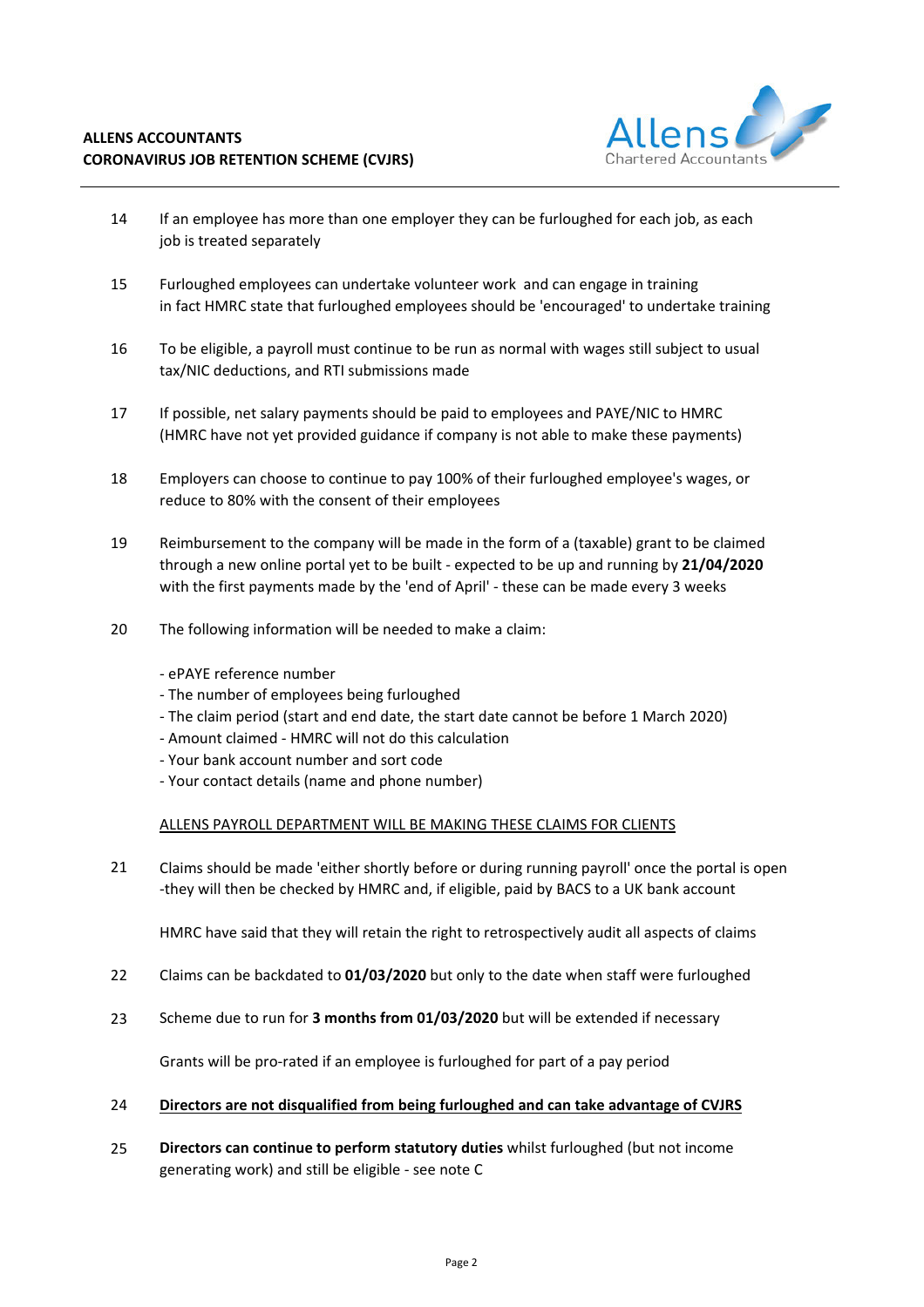14 If an employee has more than one employer they can be furloughed for each job, as each job is treated separately

15 Furloughed employees can undertake volunteer work and can engage in training in fact HMRC state that furloughed employees should be 'encouraged' to undertake training

16 To be eligible, a payroll must continue to be run as normal with wages still subject to usual tax/NIC deductions, and RTI submissions made

17 If possible, net salary payments should be paid to employees and PAYE/NIC to HMRC (HMRC have not yet provided guidance if company is not able to make these payments)

18 Employers can choose to continue to pay 100% of their furloughed employee's wages, or reduce to 80% with the consent of their employees

19 Reimbursement to the company will be made in the form of a (taxable) grant to be claimed through a new online portal yet to be built - expected to be up and running by **21/04/2020** with the first payments made by the 'end of April' - these can be made every 3 weeks

20 The following information will be needed to make a claim:

- ePAYE reference number
- The number of employees being furloughed
- The claim period (start and end date, the start date cannot be before 1 March 2020)
- Amount claimed - HMRC will not do this calculation
- Your bank account number and sort code
- Your contact details (name and phone number)

<u>ALLENS PAYROLL DEPARTMENT WILL BE MAKING THESE CLAIMS FOR CLIENTS</u>

21 Claims should be made 'either shortly before or during running payroll' once the portal is open -they will then be checked by HMRC and, if eligible, paid by BACS to a UK bank account

HMRC have said that they will retain the right to retrospectively audit all aspects of claims

22 Claims can be backdated to **01/03/2020** but only to the date when staff were furloughed

23 Scheme due to run for **3 months from 01/03/2020** but will be extended if necessary

Grants will be pro-rated if an employee is furloughed for part of a pay period

24 **<u>Directors are not disqualified from being furloughed and can take advantage of CVJRS</u>**

25 **Directors can continue to perform statutory duties** whilst furloughed (but not income generating work) and still be eligible - see note C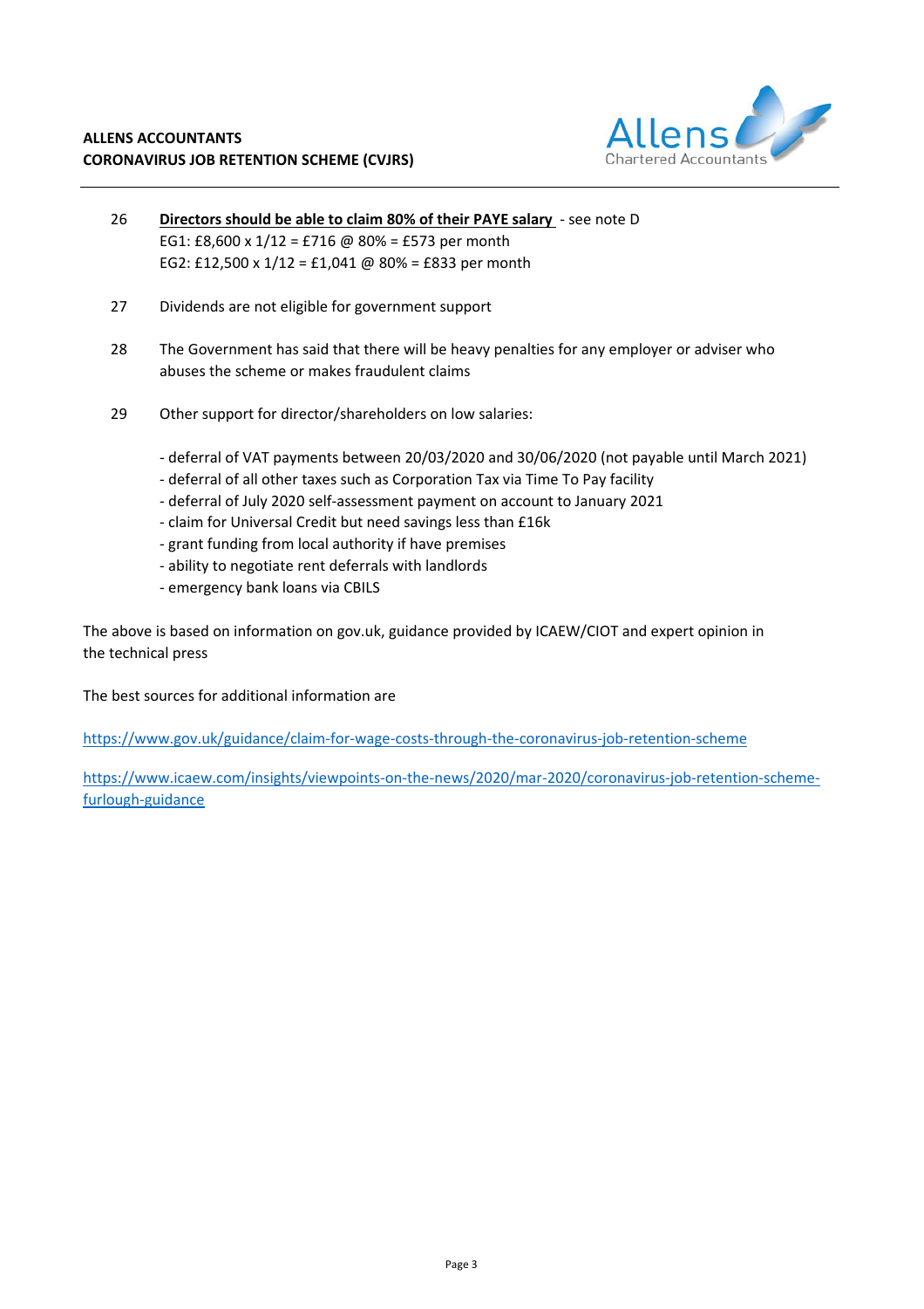26 **Directors should be able to claim 80% of their PAYE salary** - see note D
EG1: £8,600 x 1/12 = £716 @ 80% = £573 per month
EG2: £12,500 x 1/12 = £1,041 @ 80% = £833 per month

27 Dividends are not eligible for government support

28 The Government has said that there will be heavy penalties for any employer or adviser who abuses the scheme or makes fraudulent claims

29 Other support for director/shareholders on low salaries:

- deferral of VAT payments between 20/03/2020 and 30/06/2020 (not payable until March 2021)
- deferral of all other taxes such as Corporation Tax via Time To Pay facility
- deferral of July 2020 self-assessment payment on account to January 2021
- claim for Universal Credit but need savings less than £16k
- grant funding from local authority if have premises
- ability to negotiate rent deferrals with landlords
- emergency bank loans via CBILS

The above is based on information on gov.uk, guidance provided by ICAEW/CIOT and expert opinion in the technical press

The best sources for additional information are

https://www.gov.uk/guidance/claim-for-wage-costs-through-the-coronavirus-job-retention-scheme

https://www.icaew.com/insights/viewpoints-on-the-news/2020/mar-2020/coronavirus-job-retention-scheme-furlough-guidance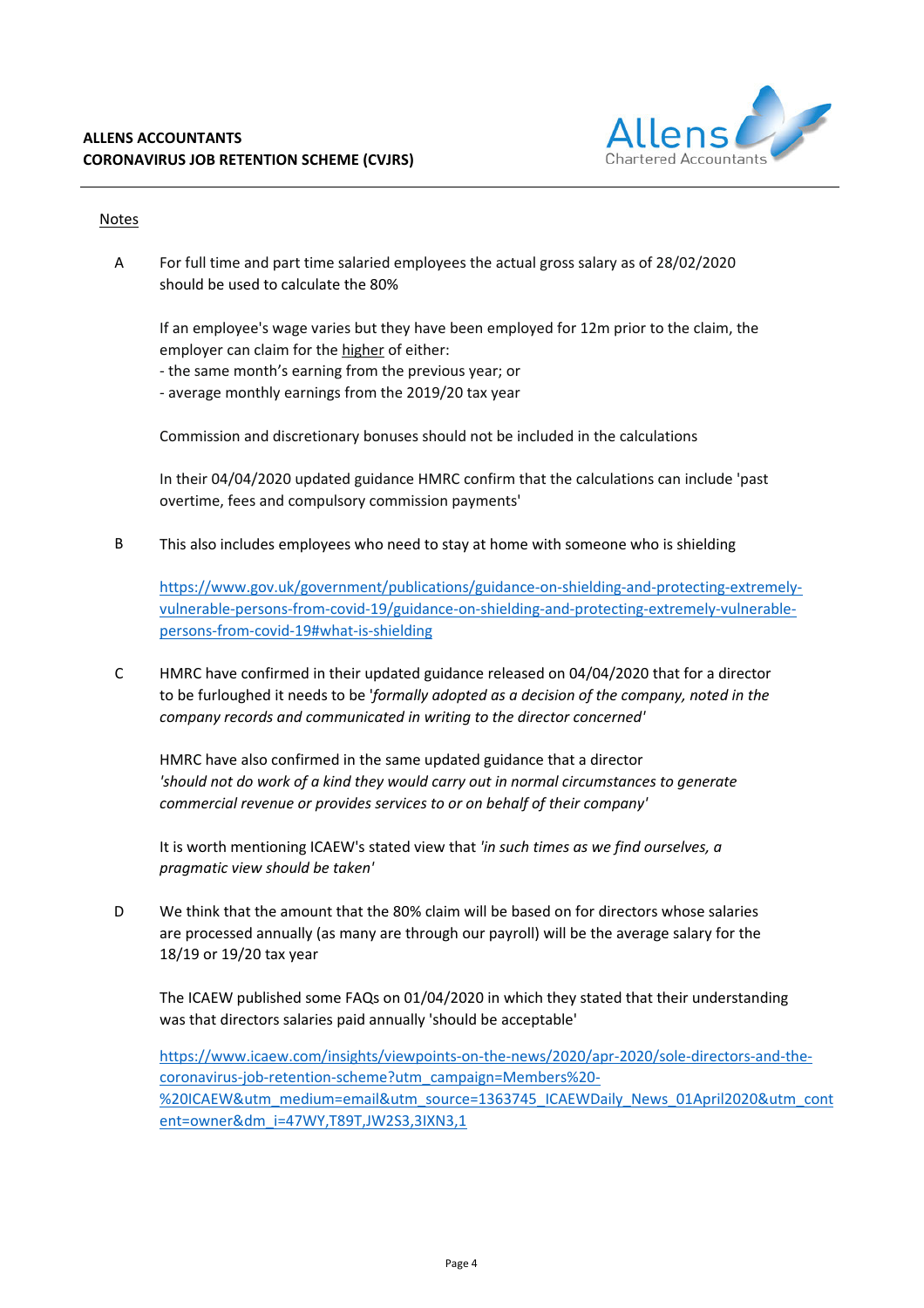## Notes

**A** For full time and part time salaried employees the actual gross salary as of 28/02/2020 should be used to calculate the 80%

If an employee's wage varies but they have been employed for 12m prior to the claim, the employer can claim for the <u>higher</u> of either:
- the same month's earning from the previous year; or
- average monthly earnings from the 2019/20 tax year

Commission and discretionary bonuses should not be included in the calculations

In their 04/04/2020 updated guidance HMRC confirm that the calculations can include 'past overtime, fees and compulsory commission payments'

**B** This also includes employees who need to stay at home with someone who is shielding

https://www.gov.uk/government/publications/guidance-on-shielding-and-protecting-extremely-vulnerable-persons-from-covid-19/guidance-on-shielding-and-protecting-extremely-vulnerable-persons-from-covid-19#what-is-shielding

**C** HMRC have confirmed in their updated guidance released on 04/04/2020 that for a director to be furloughed it needs to be '*formally adopted as a decision of the company, noted in the company records and communicated in writing to the director concerned*'

HMRC have also confirmed in the same updated guidance that a director *'should not do work of a kind they would carry out in normal circumstances to generate commercial revenue or provides services to or on behalf of their company'*

It is worth mentioning ICAEW's stated view that *'in such times as we find ourselves, a pragmatic view should be taken'*

**D** We think that the amount that the 80% claim will be based on for directors whose salaries are processed annually (as many are through our payroll) will be the average salary for the 18/19 or 19/20 tax year

The ICAEW published some FAQs on 01/04/2020 in which they stated that their understanding was that directors salaries paid annually 'should be acceptable'

https://www.icaew.com/insights/viewpoints-on-the-news/2020/apr-2020/sole-directors-and-the-coronavirus-job-retention-scheme?utm_campaign=Members%20-%20ICAEW&utm_medium=email&utm_source=1363745_ICAEWDaily_News_01April2020&utm_content=owner&dm_i=47WY,T89T,JW2S3,3IXN3,1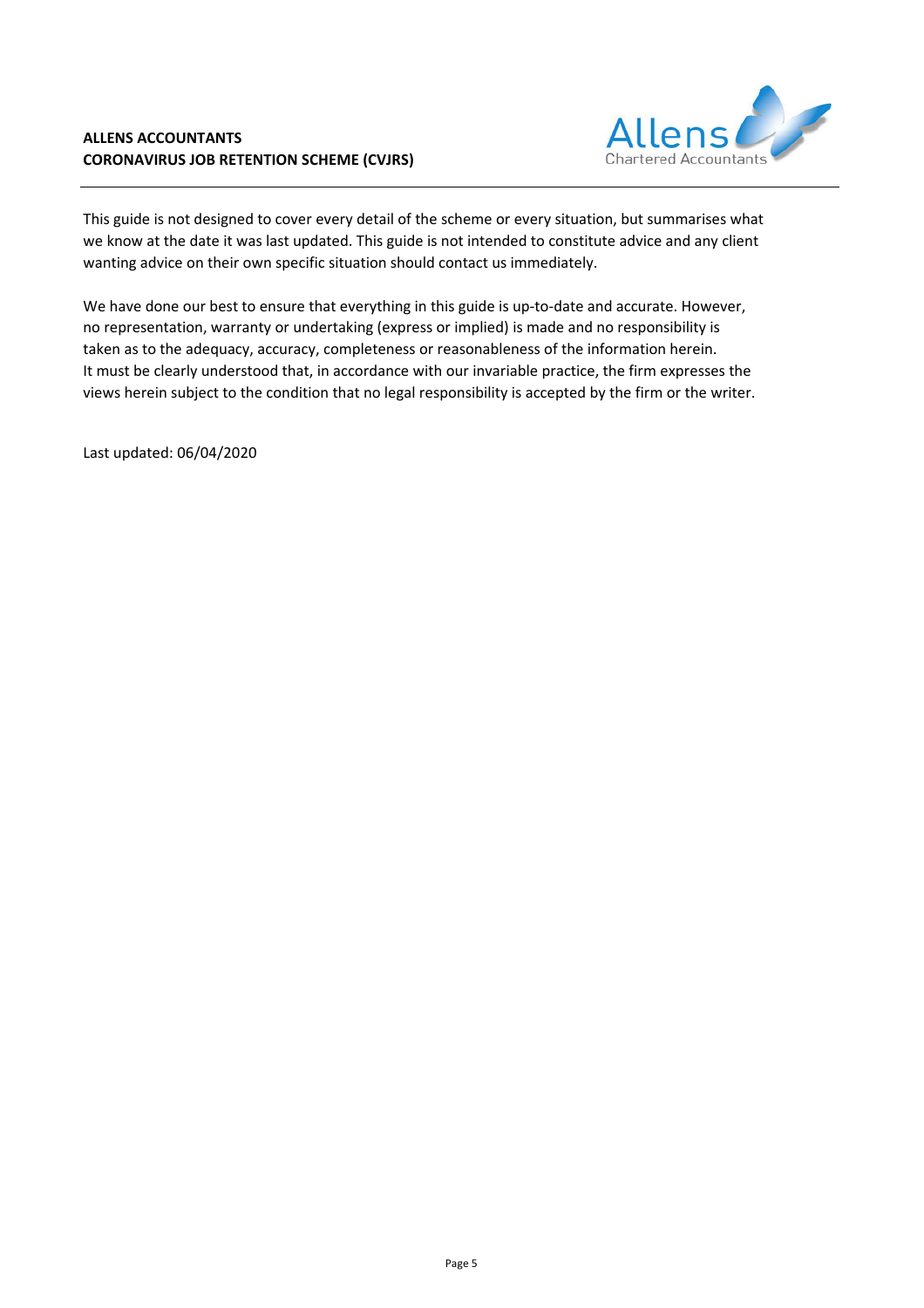This guide is not designed to cover every detail of the scheme or every situation, but summarises what we know at the date it was last updated. This guide is not intended to constitute advice and any client wanting advice on their own specific situation should contact us immediately.

We have done our best to ensure that everything in this guide is up-to-date and accurate. However, no representation, warranty or undertaking (express or implied) is made and no responsibility is taken as to the adequacy, accuracy, completeness or reasonableness of the information herein. It must be clearly understood that, in accordance with our invariable practice, the firm expresses the views herein subject to the condition that no legal responsibility is accepted by the firm or the writer.

Last updated: 06/04/2020